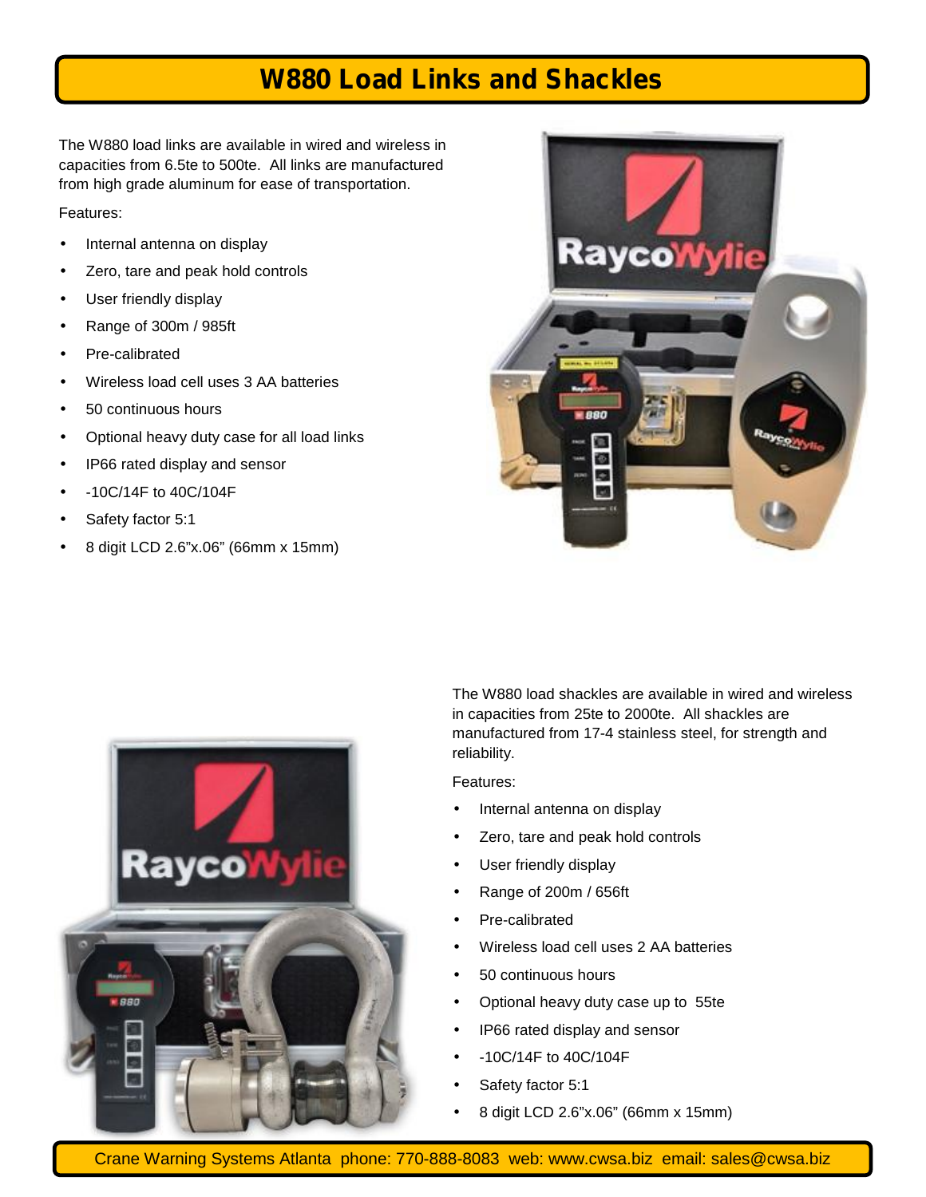# W880 Load Links and Shackles

The W880 load links are available in wired and wireless in capacities from 6.5te to 500te. All links are manufactured from high grade aluminum for ease of transportation.

Features:

- Internal antenna on display
- Zero, tare and peak hold controls
- User friendly display
- Range of 300m / 985ft
- Pre-calibrated
- Wireless load cell uses 3 AA batteries
- 50 continuous hours
- Optional heavy duty case for all load links
- IP66 rated display and sensor
- -10C/14F to 40C/104F
- Safety factor 5:1
- 8 digit LCD 2.6”x.06” (66mm x 15mm)

The W880 load shackles are available in wired and wireless in capacities from 25te to 2000te. All shackles are manufactured from 17-4 stainless steel, for strength and reliability.

Features:

- Internal antenna on display
- Zero, tare and peak hold controls
- User friendly display
- Range of 200m / 656ft
- Pre-calibrated
- Wireless load cell uses 2 AA batteries
- 50 continuous hours
- Optional heavy duty case up to 55te
- IP66 rated display and sensor
- -10C/14F to 40C/104F
- Safety factor 5:1
- 8 digit LCD 2.6”x.06” (66mm x 15mm)

Crane Warning Systems Atlanta phone: 770-888-8083 web: www.cwsa.biz email: sales@cwsa.biz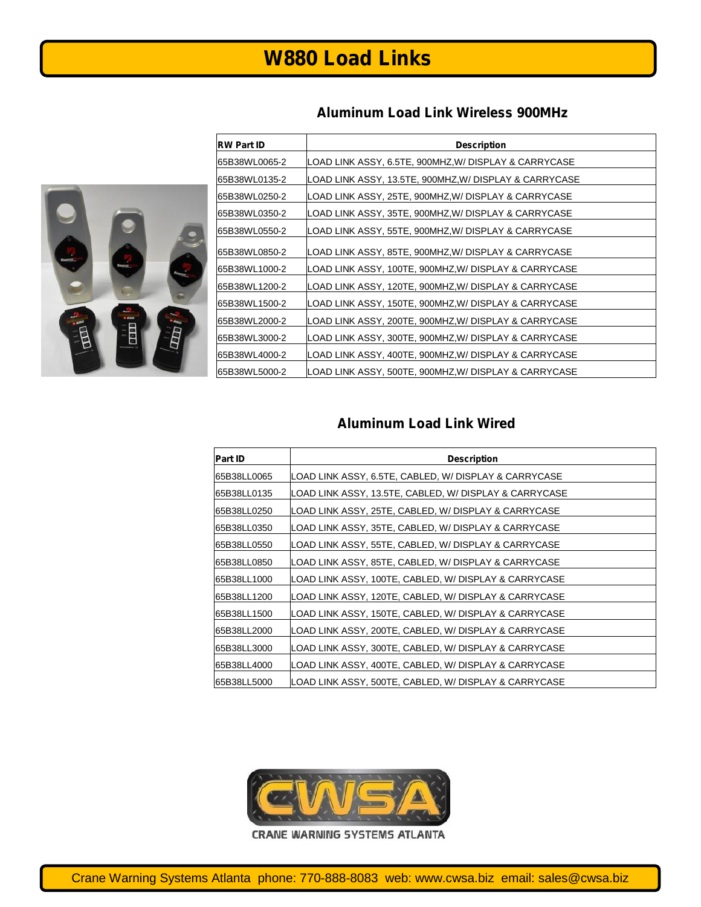# W880 Load Links

## Aluminum Load Link Wireless 900MHz

| RW Part ID | Description |
|---|---|
| 65B38WL0065-2 | LOAD LINK ASSY, 6.5TE, 900MHZ,W/ DISPLAY & CARRYCASE |
| 65B38WL0135-2 | LOAD LINK ASSY, 13.5TE, 900MHZ,W/ DISPLAY & CARRYCASE |
| 65B38WL0250-2 | LOAD LINK ASSY, 25TE, 900MHZ,W/ DISPLAY & CARRYCASE |
| 65B38WL0350-2 | LOAD LINK ASSY, 35TE, 900MHZ,W/ DISPLAY & CARRYCASE |
| 65B38WL0550-2 | LOAD LINK ASSY, 55TE, 900MHZ,W/ DISPLAY & CARRYCASE |
| 65B38WL0850-2 | LOAD LINK ASSY, 85TE, 900MHZ,W/ DISPLAY & CARRYCASE |
| 65B38WL1000-2 | LOAD LINK ASSY, 100TE, 900MHZ,W/ DISPLAY & CARRYCASE |
| 65B38WL1200-2 | LOAD LINK ASSY, 120TE, 900MHZ,W/ DISPLAY & CARRYCASE |
| 65B38WL1500-2 | LOAD LINK ASSY, 150TE, 900MHZ,W/ DISPLAY & CARRYCASE |
| 65B38WL2000-2 | LOAD LINK ASSY, 200TE, 900MHZ,W/ DISPLAY & CARRYCASE |
| 65B38WL3000-2 | LOAD LINK ASSY, 300TE, 900MHZ,W/ DISPLAY & CARRYCASE |
| 65B38WL4000-2 | LOAD LINK ASSY, 400TE, 900MHZ,W/ DISPLAY & CARRYCASE |
| 65B38WL5000-2 | LOAD LINK ASSY, 500TE, 900MHZ,W/ DISPLAY & CARRYCASE |

## Aluminum Load Link Wired

| Part ID | Description |
|---|---|
| 65B38LL0065 | LOAD LINK ASSY, 6.5TE, CABLED, W/ DISPLAY & CARRYCASE |
| 65B38LL0135 | LOAD LINK ASSY, 13.5TE, CABLED, W/ DISPLAY & CARRYCASE |
| 65B38LL0250 | LOAD LINK ASSY, 25TE, CABLED, W/ DISPLAY & CARRYCASE |
| 65B38LL0350 | LOAD LINK ASSY, 35TE, CABLED, W/ DISPLAY & CARRYCASE |
| 65B38LL0550 | LOAD LINK ASSY, 55TE, CABLED, W/ DISPLAY & CARRYCASE |
| 65B38LL0850 | LOAD LINK ASSY, 85TE, CABLED, W/ DISPLAY & CARRYCASE |
| 65B38LL1000 | LOAD LINK ASSY, 100TE, CABLED, W/ DISPLAY & CARRYCASE |
| 65B38LL1200 | LOAD LINK ASSY, 120TE, CABLED, W/ DISPLAY & CARRYCASE |
| 65B38LL1500 | LOAD LINK ASSY, 150TE, CABLED, W/ DISPLAY & CARRYCASE |
| 65B38LL2000 | LOAD LINK ASSY, 200TE, CABLED, W/ DISPLAY & CARRYCASE |
| 65B38LL3000 | LOAD LINK ASSY, 300TE, CABLED, W/ DISPLAY & CARRYCASE |
| 65B38LL4000 | LOAD LINK ASSY, 400TE, CABLED, W/ DISPLAY & CARRYCASE |
| 65B38LL5000 | LOAD LINK ASSY, 500TE, CABLED, W/ DISPLAY & CARRYCASE |

CWSA

CRANE WARNING SYSTEMS ATLANTA

Crane Warning Systems Atlanta phone: 770-888-8083 web: www.cwsa.biz email: sales@cwsa.biz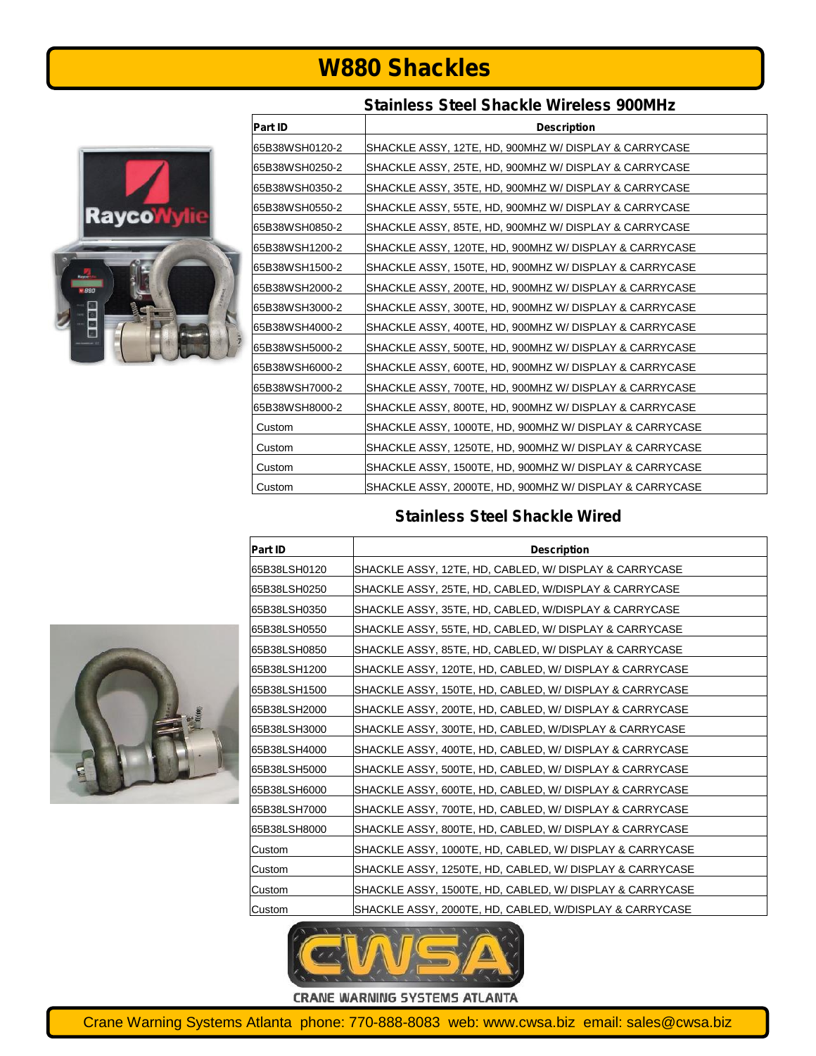# W880 Shackles

## Stainless Steel Shackle Wireless 900MHz

| Part ID | Description |
|---|---|
| 65B38WSH0120-2 | SHACKLE ASSY, 12TE, HD, 900MHZ W/ DISPLAY & CARRYCASE |
| 65B38WSH0250-2 | SHACKLE ASSY, 25TE, HD, 900MHZ W/ DISPLAY & CARRYCASE |
| 65B38WSH0350-2 | SHACKLE ASSY, 35TE, HD, 900MHZ W/ DISPLAY & CARRYCASE |
| 65B38WSH0550-2 | SHACKLE ASSY, 55TE, HD, 900MHZ W/ DISPLAY & CARRYCASE |
| 65B38WSH0850-2 | SHACKLE ASSY, 85TE, HD, 900MHZ W/ DISPLAY & CARRYCASE |
| 65B38WSH1200-2 | SHACKLE ASSY, 120TE, HD, 900MHZ W/ DISPLAY & CARRYCASE |
| 65B38WSH1500-2 | SHACKLE ASSY, 150TE, HD, 900MHZ W/ DISPLAY & CARRYCASE |
| 65B38WSH2000-2 | SHACKLE ASSY, 200TE, HD, 900MHZ W/ DISPLAY & CARRYCASE |
| 65B38WSH3000-2 | SHACKLE ASSY, 300TE, HD, 900MHZ W/ DISPLAY & CARRYCASE |
| 65B38WSH4000-2 | SHACKLE ASSY, 400TE, HD, 900MHZ W/ DISPLAY & CARRYCASE |
| 65B38WSH5000-2 | SHACKLE ASSY, 500TE, HD, 900MHZ W/ DISPLAY & CARRYCASE |
| 65B38WSH6000-2 | SHACKLE ASSY, 600TE, HD, 900MHZ W/ DISPLAY & CARRYCASE |
| 65B38WSH7000-2 | SHACKLE ASSY, 700TE, HD, 900MHZ W/ DISPLAY & CARRYCASE |
| 65B38WSH8000-2 | SHACKLE ASSY, 800TE, HD, 900MHZ W/ DISPLAY & CARRYCASE |
| Custom | SHACKLE ASSY, 1000TE, HD, 900MHZ W/ DISPLAY & CARRYCASE |
| Custom | SHACKLE ASSY, 1250TE, HD, 900MHZ W/ DISPLAY & CARRYCASE |
| Custom | SHACKLE ASSY, 1500TE, HD, 900MHZ W/ DISPLAY & CARRYCASE |
| Custom | SHACKLE ASSY, 2000TE, HD, 900MHZ W/ DISPLAY & CARRYCASE |

## Stainless Steel Shackle Wired

| Part ID | Description |
|---|---|
| 65B38LSH0120 | SHACKLE ASSY, 12TE, HD, CABLED, W/ DISPLAY & CARRYCASE |
| 65B38LSH0250 | SHACKLE ASSY, 25TE, HD, CABLED, W/DISPLAY & CARRYCASE |
| 65B38LSH0350 | SHACKLE ASSY, 35TE, HD, CABLED, W/DISPLAY & CARRYCASE |
| 65B38LSH0550 | SHACKLE ASSY, 55TE, HD, CABLED, W/ DISPLAY & CARRYCASE |
| 65B38LSH0850 | SHACKLE ASSY, 85TE, HD, CABLED, W/ DISPLAY & CARRYCASE |
| 65B38LSH1200 | SHACKLE ASSY, 120TE, HD, CABLED, W/ DISPLAY & CARRYCASE |
| 65B38LSH1500 | SHACKLE ASSY, 150TE, HD, CABLED, W/ DISPLAY & CARRYCASE |
| 65B38LSH2000 | SHACKLE ASSY, 200TE, HD, CABLED, W/ DISPLAY & CARRYCASE |
| 65B38LSH3000 | SHACKLE ASSY, 300TE, HD, CABLED, W/DISPLAY & CARRYCASE |
| 65B38LSH4000 | SHACKLE ASSY, 400TE, HD, CABLED, W/ DISPLAY & CARRYCASE |
| 65B38LSH5000 | SHACKLE ASSY, 500TE, HD, CABLED, W/ DISPLAY & CARRYCASE |
| 65B38LSH6000 | SHACKLE ASSY, 600TE, HD, CABLED, W/ DISPLAY & CARRYCASE |
| 65B38LSH7000 | SHACKLE ASSY, 700TE, HD, CABLED, W/ DISPLAY & CARRYCASE |
| 65B38LSH8000 | SHACKLE ASSY, 800TE, HD, CABLED, W/ DISPLAY & CARRYCASE |
| Custom | SHACKLE ASSY, 1000TE, HD, CABLED, W/ DISPLAY & CARRYCASE |
| Custom | SHACKLE ASSY, 1250TE, HD, CABLED, W/ DISPLAY & CARRYCASE |
| Custom | SHACKLE ASSY, 1500TE, HD, CABLED, W/ DISPLAY & CARRYCASE |
| Custom | SHACKLE ASSY, 2000TE, HD, CABLED, W/DISPLAY & CARRYCASE |

CRANE WARNING SYSTEMS ATLANTA

Crane Warning Systems Atlanta phone: 770-888-8083 web: www.cwsa.biz email: sales@cwsa.biz